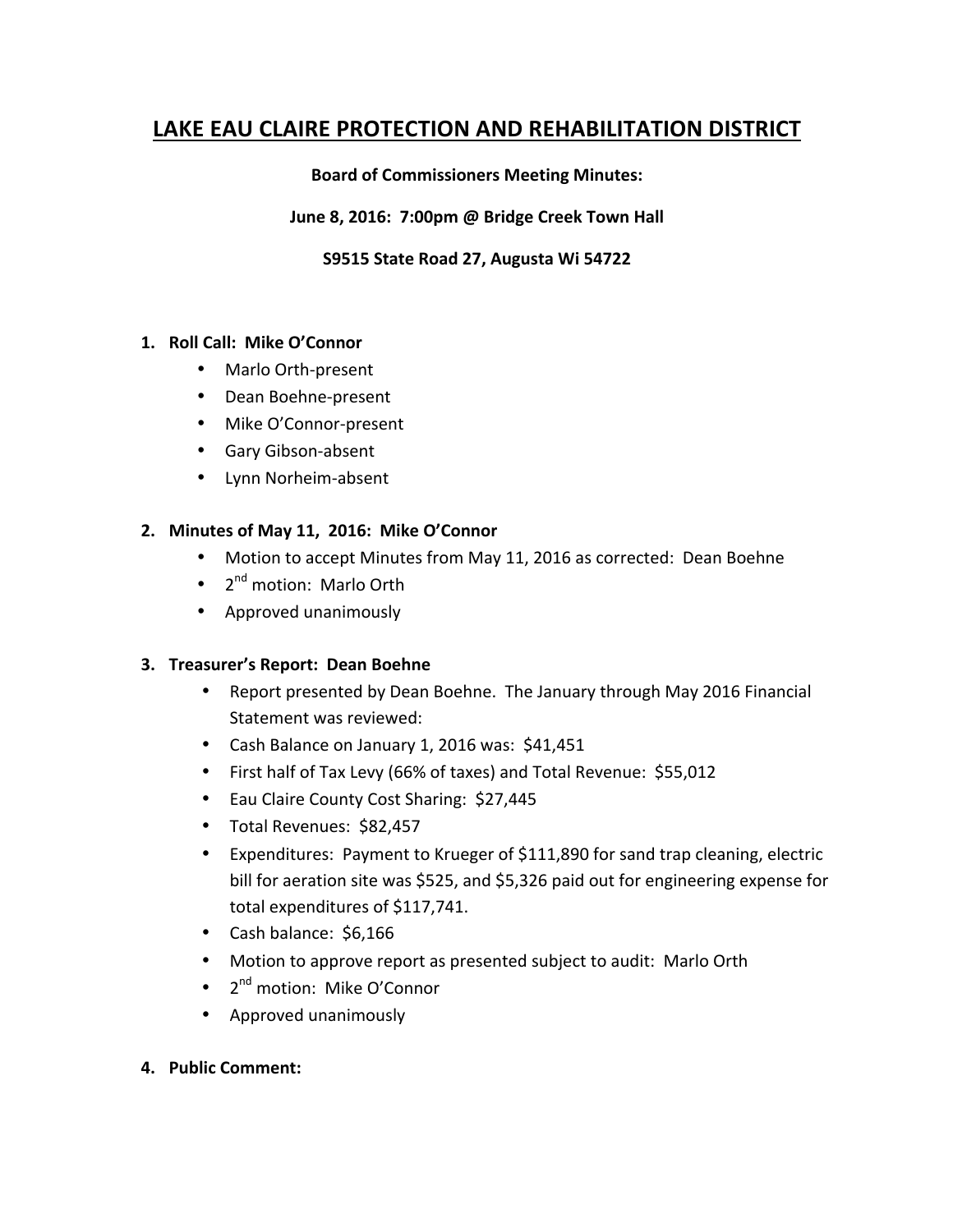# LAKE EAU CLAIRE PROTECTION AND REHABILITATION DISTRICT

**Board of Commissioners Meeting Minutes:**

**June 8, 2016: 7:00pm @ Bridge Creek Town Hall**

**S9515 State Road 27, Augusta Wi 54722**

1. **Roll Call: Mike O'Connor**
   - Marlo Orth-present
   - Dean Boehne-present
   - Mike O'Connor-present
   - Gary Gibson-absent
   - Lynn Norheim-absent

2. **Minutes of May 11, 2016: Mike O'Connor**
   - Motion to accept Minutes from May 11, 2016 as corrected: Dean Boehne
   - 2nd motion: Marlo Orth
   - Approved unanimously

3. **Treasurer's Report: Dean Boehne**
   - Report presented by Dean Boehne. The January through May 2016 Financial Statement was reviewed:
   - Cash Balance on January 1, 2016 was: $41,451
   - First half of Tax Levy (66% of taxes) and Total Revenue: $55,012
   - Eau Claire County Cost Sharing: $27,445
   - Total Revenues: $82,457
   - Expenditures: Payment to Krueger of $111,890 for sand trap cleaning, electric bill for aeration site was $525, and $5,326 paid out for engineering expense for total expenditures of $117,741.
   - Cash balance: $6,166
   - Motion to approve report as presented subject to audit: Marlo Orth
   - 2nd motion: Mike O'Connor
   - Approved unanimously

4. **Public Comment:**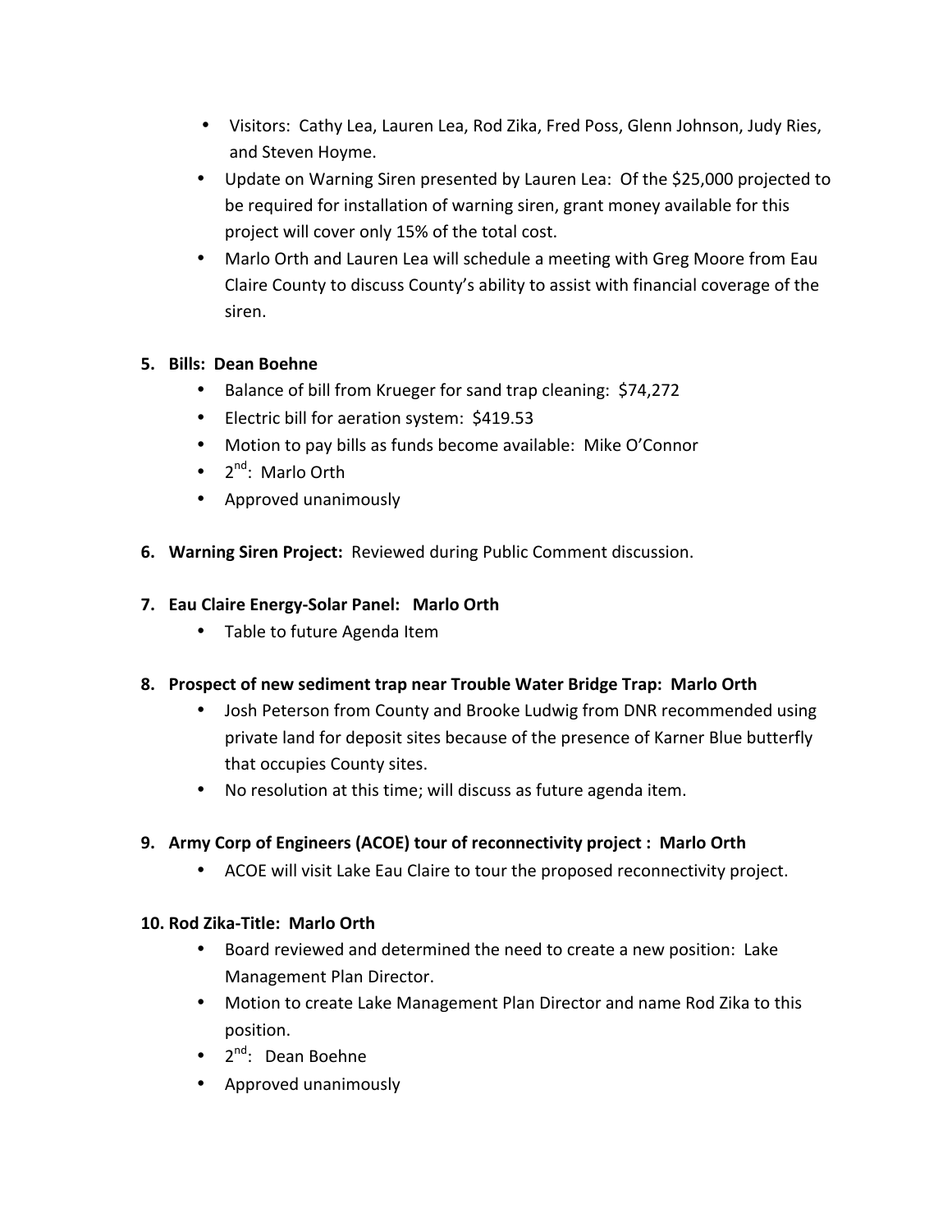- Visitors: Cathy Lea, Lauren Lea, Rod Zika, Fred Poss, Glenn Johnson, Judy Ries, and Steven Hoyme.
- Update on Warning Siren presented by Lauren Lea: Of the $25,000 projected to be required for installation of warning siren, grant money available for this project will cover only 15% of the total cost.
- Marlo Orth and Lauren Lea will schedule a meeting with Greg Moore from Eau Claire County to discuss County's ability to assist with financial coverage of the siren.

5. **Bills: Dean Boehne**
   - Balance of bill from Krueger for sand trap cleaning: $74,272
   - Electric bill for aeration system: $419.53
   - Motion to pay bills as funds become available: Mike O'Connor
   - 2nd: Marlo Orth
   - Approved unanimously

6. **Warning Siren Project:** Reviewed during Public Comment discussion.

7. **Eau Claire Energy-Solar Panel: Marlo Orth**
   - Table to future Agenda Item

8. **Prospect of new sediment trap near Trouble Water Bridge Trap: Marlo Orth**
   - Josh Peterson from County and Brooke Ludwig from DNR recommended using private land for deposit sites because of the presence of Karner Blue butterfly that occupies County sites.
   - No resolution at this time; will discuss as future agenda item.

9. **Army Corp of Engineers (ACOE) tour of reconnectivity project : Marlo Orth**
   - ACOE will visit Lake Eau Claire to tour the proposed reconnectivity project.

10. **Rod Zika-Title: Marlo Orth**
    - Board reviewed and determined the need to create a new position: Lake Management Plan Director.
    - Motion to create Lake Management Plan Director and name Rod Zika to this position.
    - 2nd: Dean Boehne
    - Approved unanimously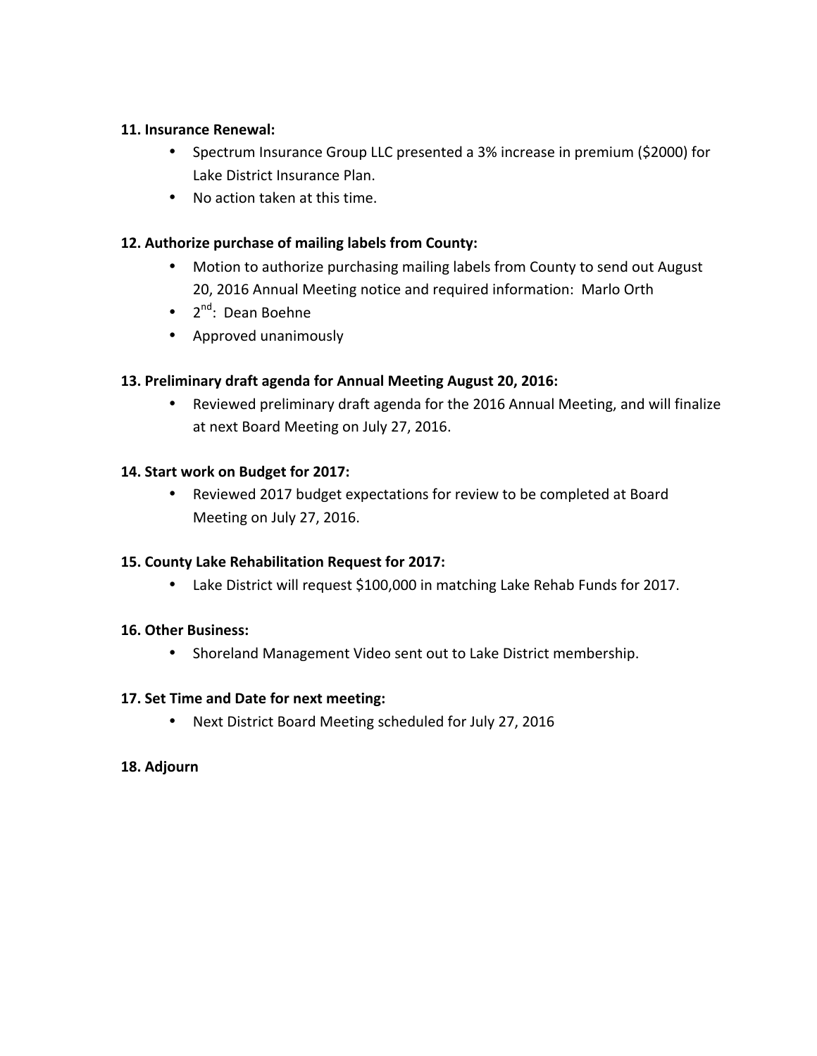**11. Insurance Renewal:**

- Spectrum Insurance Group LLC presented a 3% increase in premium ($2000) for Lake District Insurance Plan.
- No action taken at this time.

**12. Authorize purchase of mailing labels from County:**

- Motion to authorize purchasing mailing labels from County to send out August 20, 2016 Annual Meeting notice and required information: Marlo Orth
- 2nd: Dean Boehne
- Approved unanimously

**13. Preliminary draft agenda for Annual Meeting August 20, 2016:**

- Reviewed preliminary draft agenda for the 2016 Annual Meeting, and will finalize at next Board Meeting on July 27, 2016.

**14. Start work on Budget for 2017:**

- Reviewed 2017 budget expectations for review to be completed at Board Meeting on July 27, 2016.

**15. County Lake Rehabilitation Request for 2017:**

- Lake District will request $100,000 in matching Lake Rehab Funds for 2017.

**16. Other Business:**

- Shoreland Management Video sent out to Lake District membership.

**17. Set Time and Date for next meeting:**

- Next District Board Meeting scheduled for July 27, 2016

**18. Adjourn**